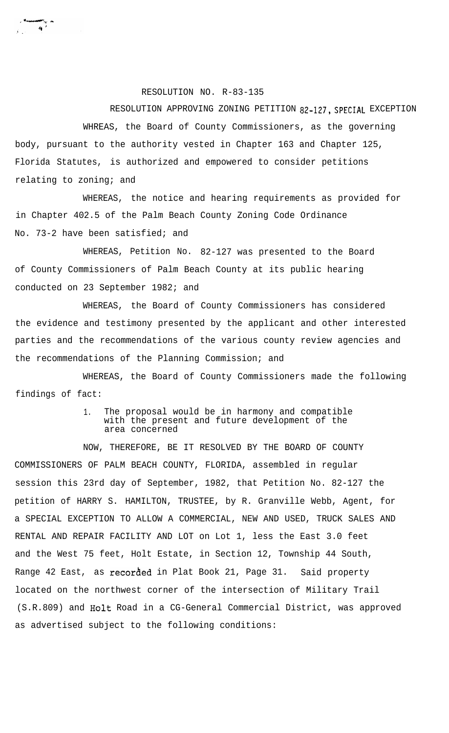RESOLUTION NO. R-83-135

RESOLUTION APPROVING ZONING PETITION 82-127, SPECIAL EXCEPTION

WHREAS, the Board of County Commissioners, as the governing body, pursuant to the authority vested in Chapter 163 and Chapter 125, Florida Statutes, is authorized and empowered to consider petitions relating to zoning; and

WHEREAS, the notice and hearing requirements as provided for in Chapter 402.5 of the Palm Beach County Zoning Code Ordinance No. 73-2 have been satisfied; and

WHEREAS, Petition No. 82-127 was presented to the Board of County Commissioners of Palm Beach County at its public hearing conducted on 23 September 1982; and

WHEREAS, the Board of County Commissioners has considered the evidence and testimony presented by the applicant and other interested parties and the recommendations of the various county review agencies and the recommendations of the Planning Commission; and

WHEREAS, the Board of County Commissioners made the following findings of fact:

1. The proposal would be in harmony and compatible with the present and future development of the area concerned

NOW, THEREFORE, BE IT RESOLVED BY THE BOARD OF COUNTY COMMISSIONERS OF PALM BEACH COUNTY, FLORIDA, assembled in regular session this 23rd day of September, 1982, that Petition No. 82-127 the petition of HARRY S. HAMILTON, TRUSTEE, by R. Granville Webb, Agent, for a SPECIAL EXCEPTION TO ALLOW A COMMERCIAL, NEW AND USED, TRUCK SALES AND RENTAL AND REPAIR FACILITY AND LOT on Lot 1, less the East 3.0 feet and the West 75 feet, Holt Estate, in Section 12, Township 44 South, Range 42 East, as recorded in Plat Book 21, Page 31. Said property located on the northwest corner of the intersection of Military Trail (S.R.809) and Holt Road in a CG-General Commercial District, was approved as advertised subject to the following conditions: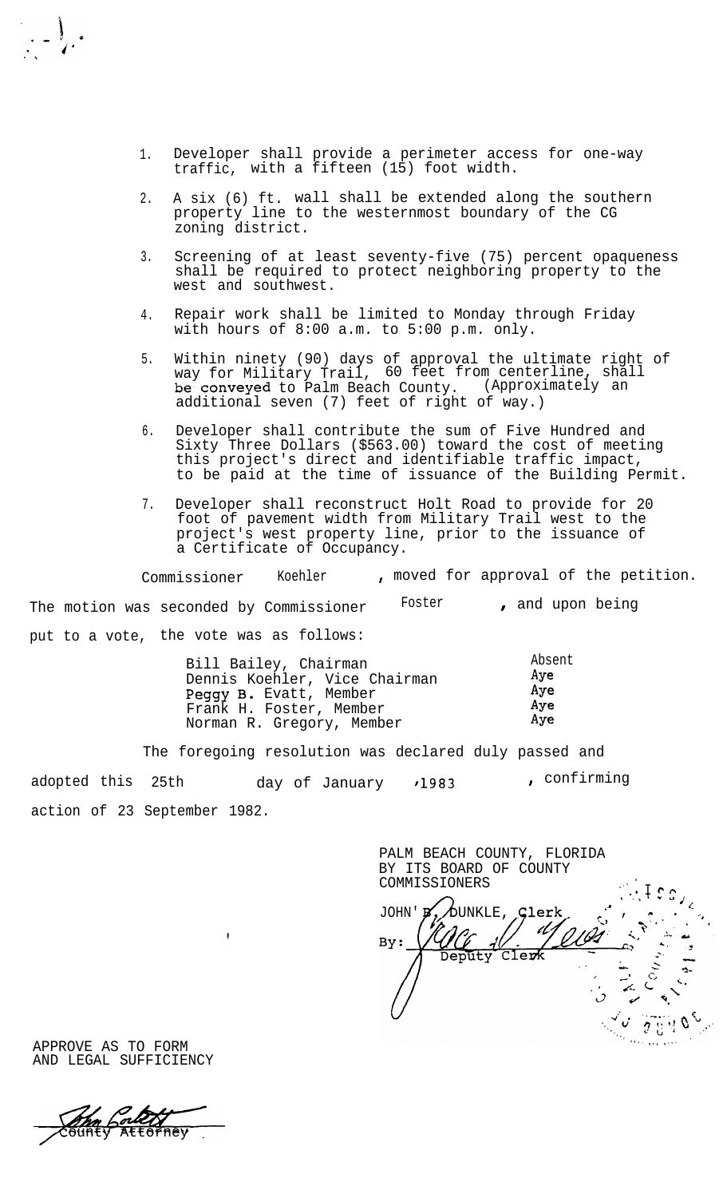1. Developer shall provide a perimeter access for one-way traffic, with a fifteen (15) foot width.

2. A six (6) ft. wall shall be extended along the southern property line to the westernmost boundary of the CG zoning district.

3. Screening of at least seventy-five (75) percent opaqueness shall be required to protect neighboring property to the west and southwest.

4. Repair work shall be limited to Monday through Friday with hours of 8:00 a.m. to 5:00 p.m. only.

5. Within ninety (90) days of approval the ultimate right of way for Military Trail, 60 feet from centerline, shall be conveyed to Palm Beach County. (Approximately an additional seven (7) feet of right of way.)

6. Developer shall contribute the sum of Five Hundred and Sixty Three Dollars ($563.00) toward the cost of meeting this project's direct and identifiable traffic impact, to be paid at the time of issuance of the Building Permit.

7. Developer shall reconstruct Holt Road to provide for 20 foot of pavement width from Military Trail west to the project's west property line, prior to the issuance of a Certificate of Occupancy.

Commissioner Koehler, moved for approval of the petition. The motion was seconded by Commissioner Foster, and upon being put to a vote, the vote was as follows:

| | |
|---|---|
| Bill Bailey, Chairman | Absent |
| Dennis Koehler, Vice Chairman | Aye |
| Peggy B. Evatt, Member | Aye |
| Frank H. Foster, Member | Aye |
| Norman R. Gregory, Member | Aye |

The foregoing resolution was declared duly passed and adopted this 25th day of January, 1983, confirming action of 23 September 1982.

PALM BEACH COUNTY, FLORIDA
BY ITS BOARD OF COUNTY
COMMISSIONERS

JOHN B. DUNKLE, Clerk

By: ____________________
Deputy Clerk

APPROVE AS TO FORM
AND LEGAL SUFFICIENCY

____________________
County Attorney